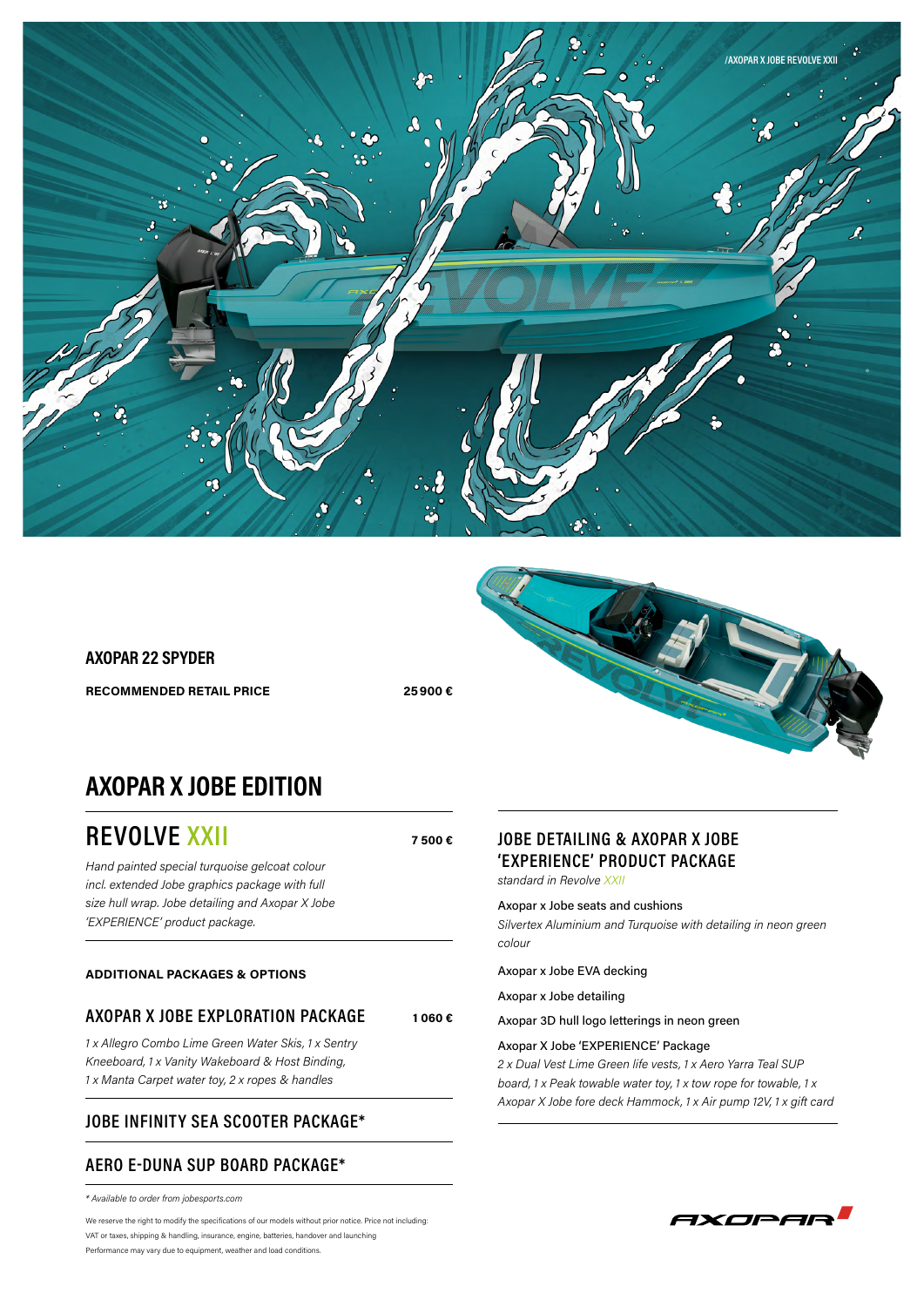/AXOPAR X JOBE REVOLVE XXII

## AXOPAR 22 SPYDER

**RECOMMENDED RETAIL PRICE** **25 900 €**

# AXOPAR X JOBE EDITION

## REVOLVE XXII

**7 500 €**

*Hand painted special turquoise gelcoat colour incl. extended Jobe graphics package with full size hull wrap. Jobe detailing and Axopar X Jobe 'EXPERIENCE' product package.*

**ADDITIONAL PACKAGES & OPTIONS**

### AXOPAR X JOBE EXPLORATION PACKAGE

**1 060 €**

*1 x Allegro Combo Lime Green Water Skis, 1 x Sentry Kneeboard, 1 x Vanity Wakeboard & Host Binding, 1 x Manta Carpet water toy, 2 x ropes & handles*

### JOBE INFINITY SEA SCOOTER PACKAGE*

### AERO E-DUNA SUP BOARD PACKAGE*

*\* Available to order from jobesports.com*

We reserve the right to modify the specifications of our models without prior notice. Price not including: VAT or taxes, shipping & handling, insurance, engine, batteries, handover and launching
Performance may vary due to equipment, weather and load conditions.

### JOBE DETAILING & AXOPAR X JOBE 'EXPERIENCE' PRODUCT PACKAGE

*standard in Revolve XXII*

Axopar x Jobe seats and cushions
*Silvertex Aluminium and Turquoise with detailing in neon green colour*

Axopar x Jobe EVA decking

Axopar x Jobe detailing

Axopar 3D hull logo letterings in neon green

Axopar X Jobe 'EXPERIENCE' Package
*2 x Dual Vest Lime Green life vests, 1 x Aero Yarra Teal SUP board, 1 x Peak towable water toy, 1 x tow rope for towable, 1 x Axopar X Jobe fore deck Hammock, 1 x Air pump 12V, 1 x gift card*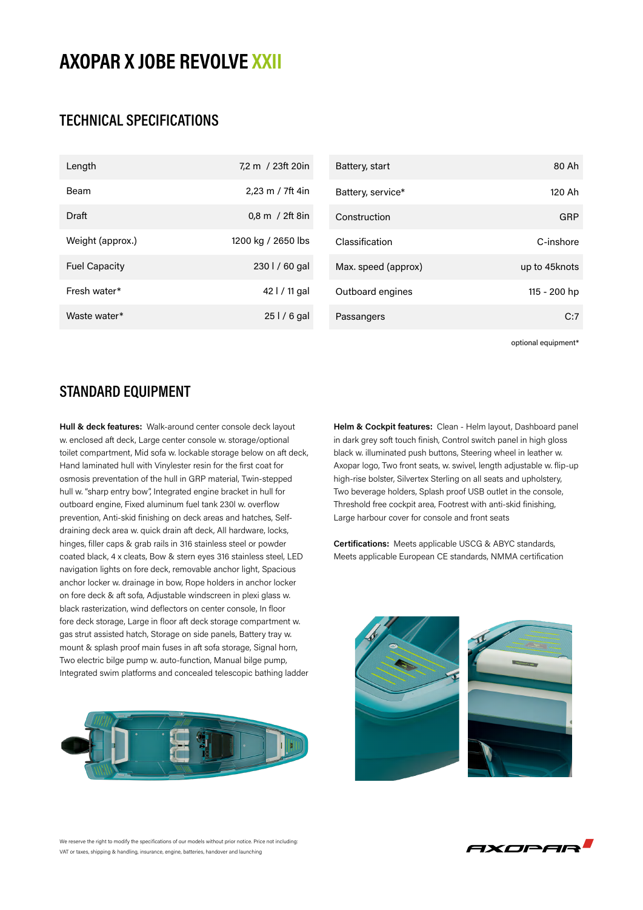# AXOPAR X JOBE REVOLVE XXII

## TECHNICAL SPECIFICATIONS

| | |
|---|---|
| Length | 7,2 m / 23ft 20in |
| Beam | 2,23 m / 7ft 4in |
| Draft | 0,8 m / 2ft 8in |
| Weight (approx.) | 1200 kg / 2650 lbs |
| Fuel Capacity | 230 l / 60 gal |
| Fresh water* | 42 l / 11 gal |
| Waste water* | 25 l / 6 gal |

| | |
|---|---|
| Battery, start | 80 Ah |
| Battery, service* | 120 Ah |
| Construction | GRP |
| Classification | C-inshore |
| Max. speed (approx) | up to 45knots |
| Outboard engines | 115 - 200 hp |
| Passangers | C:7 |

optional equipment*

## STANDARD EQUIPMENT

**Hull & deck features:** Walk-around center console deck layout w. enclosed aft deck, Large center console w. storage/optional toilet compartment, Mid sofa w. lockable storage below on aft deck, Hand laminated hull with Vinylester resin for the first coat for osmosis preventation of the hull in GRP material, Twin-stepped hull w. "sharp entry bow", Integrated engine bracket in hull for outboard engine, Fixed aluminum fuel tank 230l w. overflow prevention, Anti-skid finishing on deck areas and hatches, Self-draining deck area w. quick drain aft deck, All hardware, locks, hinges, filler caps & grab rails in 316 stainless steel or powder coated black, 4 x cleats, Bow & stern eyes 316 stainless steel, LED navigation lights on fore deck, removable anchor light, Spacious anchor locker w. drainage in bow, Rope holders in anchor locker on fore deck & aft sofa, Adjustable windscreen in plexi glass w. black rasterization, wind deflectors on center console, In floor fore deck storage, Large in floor aft deck storage compartment w. gas strut assisted hatch, Storage on side panels, Battery tray w. mount & splash proof main fuses in aft sofa storage, Signal horn, Two electric bilge pump w. auto-function, Manual bilge pump, Integrated swim platforms and concealed telescopic bathing ladder

**Helm & Cockpit features:** Clean - Helm layout, Dashboard panel in dark grey soft touch finish, Control switch panel in high gloss black w. illuminated push buttons, Steering wheel in leather w. Axopar logo, Two front seats, w. swivel, length adjustable w. flip-up high-rise bolster, Silvertex Sterling on all seats and upholstery, Two beverage holders, Splash proof USB outlet in the console, Threshold free cockpit area, Footrest with anti-skid finishing, Large harbour cover for console and front seats

**Certifications:** Meets applicable USCG & ABYC standards, Meets applicable European CE standards, NMMA certification

We reserve the right to modify the specifications of our models without prior notice. Price not including: VAT or taxes, shipping & handling, insurance, engine, batteries, handover and launching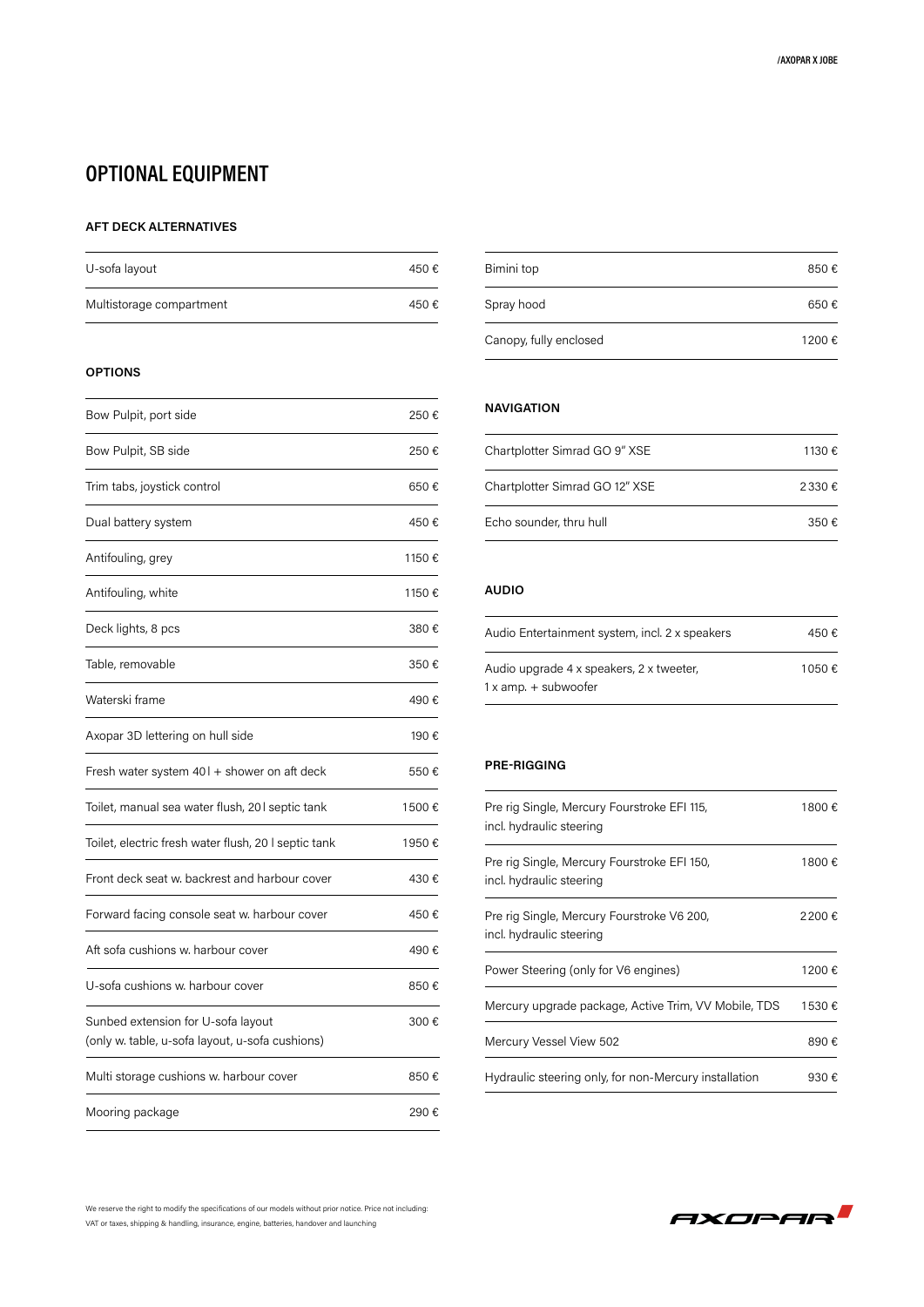# OPTIONAL EQUIPMENT

### AFT DECK ALTERNATIVES

| | |
|---|---|
| U-sofa layout | 450 € |
| Multistorage compartment | 450 € |

### OPTIONS

| | |
|---|---|
| Bow Pulpit, port side | 250 € |
| Bow Pulpit, SB side | 250 € |
| Trim tabs, joystick control | 650 € |
| Dual battery system | 450 € |
| Antifouling, grey | 1150 € |
| Antifouling, white | 1150 € |
| Deck lights, 8 pcs | 380 € |
| Table, removable | 350 € |
| Waterski frame | 490 € |
| Axopar 3D lettering on hull side | 190 € |
| Fresh water system 40 l + shower on aft deck | 550 € |
| Toilet, manual sea water flush, 20 l septic tank | 1500 € |
| Toilet, electric fresh water flush, 20 l septic tank | 1950 € |
| Front deck seat w. backrest and harbour cover | 430 € |
| Forward facing console seat w. harbour cover | 450 € |
| Aft sofa cushions w. harbour cover | 490 € |
| U-sofa cushions w. harbour cover | 850 € |
| Sunbed extension for U-sofa layout (only w. table, u-sofa layout, u-sofa cushions) | 300 € |
| Multi storage cushions w. harbour cover | 850 € |
| Mooring package | 290 € |

| | |
|---|---|
| Bimini top | 850 € |
| Spray hood | 650 € |
| Canopy, fully enclosed | 1200 € |

### NAVIGATION

| | |
|---|---|
| Chartplotter Simrad GO 9" XSE | 1130 € |
| Chartplotter Simrad GO 12" XSE | 2330 € |
| Echo sounder, thru hull | 350 € |

### AUDIO

| | |
|---|---|
| Audio Entertainment system, incl. 2 x speakers | 450 € |
| Audio upgrade 4 x speakers, 2 x tweeter, 1 x amp. + subwoofer | 1050 € |

### PRE-RIGGING

| | |
|---|---|
| Pre rig Single, Mercury Fourstroke EFI 115, incl. hydraulic steering | 1800 € |
| Pre rig Single, Mercury Fourstroke EFI 150, incl. hydraulic steering | 1800 € |
| Pre rig Single, Mercury Fourstroke V6 200, incl. hydraulic steering | 2200 € |
| Power Steering (only for V6 engines) | 1200 € |
| Mercury upgrade package, Active Trim, VV Mobile, TDS | 1530 € |
| Mercury Vessel View 502 | 890 € |
| Hydraulic steering only, for non-Mercury installation | 930 € |

We reserve the right to modify the specifications of our models without prior notice. Price not including: VAT or taxes, shipping & handling, insurance, engine, batteries, handover and launching